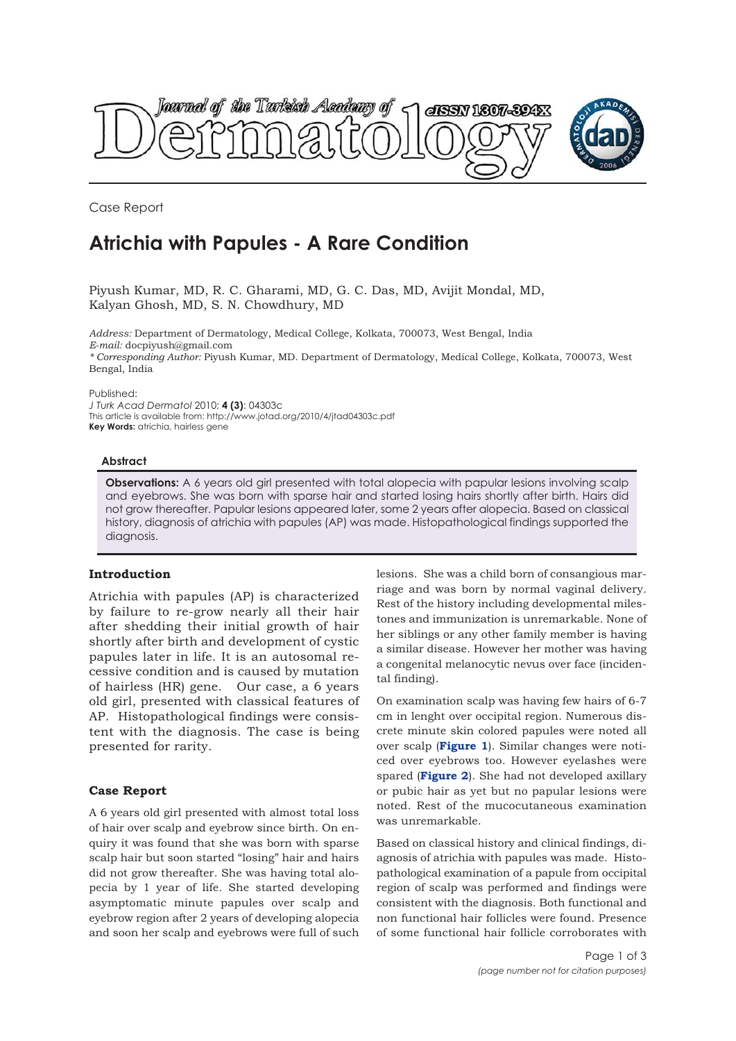Case Report

# Atrichia with Papules - A Rare Condition

Piyush Kumar, MD, R. C. Gharami, MD, G. C. Das, MD, Avijit Mondal, MD, Kalyan Ghosh, MD, S. N. Chowdhury, MD

*Address:* Department of Dermatology, Medical College, Kolkata, 700073, West Bengal, India
*E-mail:* docpiyush@gmail.com
*\* Corresponding Author:* Piyush Kumar, MD. Department of Dermatology, Medical College, Kolkata, 700073, West Bengal, India

Published:
*J Turk Acad Dermatol* 2010; **4 (3)**: 04303c
This article is available from: http://www.jotad.org/2010/4/jtad04303c.pdf
**Key Words:** atrichia, hairless gene

#### Abstract

**Observations:** A 6 years old girl presented with total alopecia with papular lesions involving scalp and eyebrows. She was born with sparse hair and started losing hairs shortly after birth. Hairs did not grow thereafter. Papular lesions appeared later, some 2 years after alopecia. Based on classical history, diagnosis of atrichia with papules (AP) was made. Histopathological findings supported the diagnosis.

### Introduction

Atrichia with papules (AP) is characterized by failure to re-grow nearly all their hair after shedding their initial growth of hair shortly after birth and development of cystic papules later in life. It is an autosomal recessive condition and is caused by mutation of hairless (HR) gene. Our case, a 6 years old girl, presented with classical features of AP. Histopathological findings were consistent with the diagnosis. The case is being presented for rarity.

### Case Report

A 6 years old girl presented with almost total loss of hair over scalp and eyebrow since birth. On enquiry it was found that she was born with sparse scalp hair but soon started "losing" hair and hairs did not grow thereafter. She was having total alopecia by 1 year of life. She started developing asymptomatic minute papules over scalp and eyebrow region after 2 years of developing alopecia and soon her scalp and eyebrows were full of such lesions. She was a child born of consangious marriage and was born by normal vaginal delivery. Rest of the history including developmental milestones and immunization is unremarkable. None of her siblings or any other family member is having a similar disease. However her mother was having a congenital melanocytic nevus over face (incidental finding).

On examination scalp was having few hairs of 6-7 cm in lenght over occipital region. Numerous discrete minute skin colored papules were noted all over scalp (**Figure 1**). Similar changes were noticed over eyebrows too. However eyelashes were spared (**Figure 2**). She had not developed axillary or pubic hair as yet but no papular lesions were noted. Rest of the mucocutaneous examination was unremarkable.

Based on classical history and clinical findings, diagnosis of atrichia with papules was made. Histopathological examination of a papule from occipital region of scalp was performed and findings were consistent with the diagnosis. Both functional and non functional hair follicles were found. Presence of some functional hair follicle corroborates with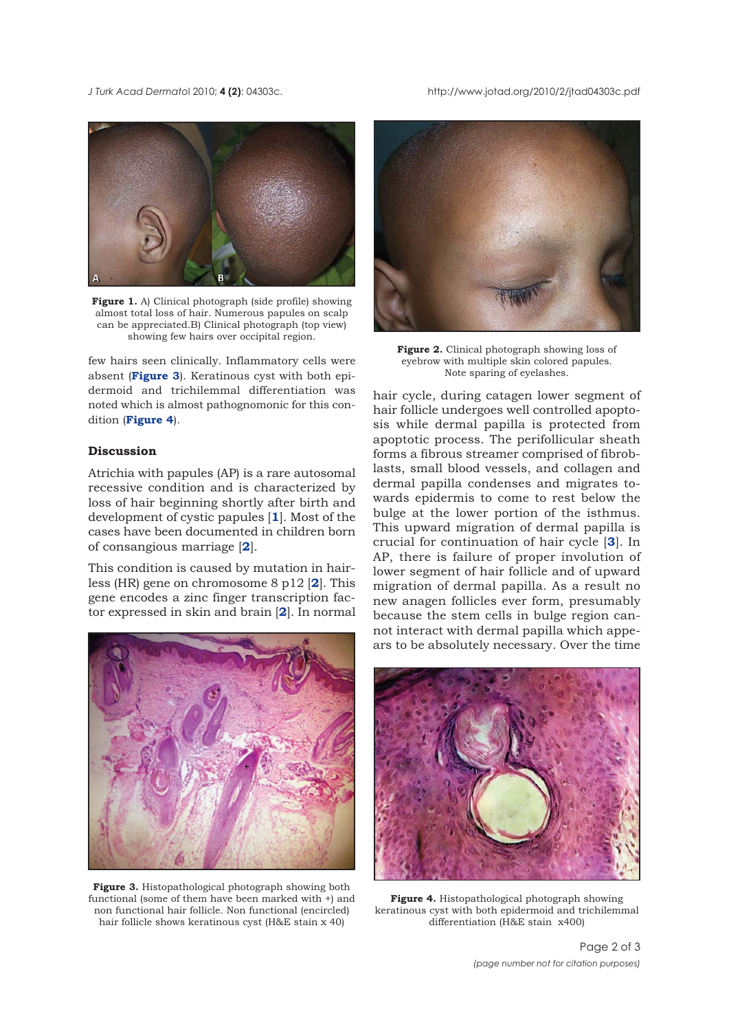Figure 1. A) Clinical photograph (side profile) showing almost total loss of hair. Numerous papules on scalp can be appreciated.B) Clinical photograph (top view) showing few hairs over occipital region.

few hairs seen clinically. Inflammatory cells were absent (**Figure 3**). Keratinous cyst with both epidermoid and trichilemmal differentiation was noted which is almost pathognomonic for this condition (**Figure 4**).

## Discussion

Atrichia with papules (AP) is a rare autosomal recessive condition and is characterized by loss of hair beginning shortly after birth and development of cystic papules [**1**]. Most of the cases have been documented in children born of consangious marriage [**2**].

This condition is caused by mutation in hairless (HR) gene on chromosome 8 p12 [**2**]. This gene encodes a zinc finger transcription factor expressed in skin and brain [**2**]. In normal hair cycle, during catagen lower segment of hair follicle undergoes well controlled apoptosis while dermal papilla is protected from apoptotic process. The perifollicular sheath forms a fibrous streamer comprised of fibroblasts, small blood vessels, and collagen and dermal papilla condenses and migrates towards epidermis to come to rest below the bulge at the lower portion of the isthmus. This upward migration of dermal papilla is crucial for continuation of hair cycle [**3**]. In AP, there is failure of proper involution of lower segment of hair follicle and of upward migration of dermal papilla. As a result no new anagen follicles ever form, presumably because the stem cells in bulge region cannot interact with dermal papilla which appears to be absolutely necessary. Over the time

Figure 2. Clinical photograph showing loss of eyebrow with multiple skin colored papules. Note sparing of eyelashes.

Figure 3. Histopathological photograph showing both functional (some of them have been marked with +) and non functional hair follicle. Non functional (encircled) hair follicle shows keratinous cyst (H&E stain x 40)

Figure 4. Histopathological photograph showing keratinous cyst with both epidermoid and trichilemmal differentiation (H&E stain x400)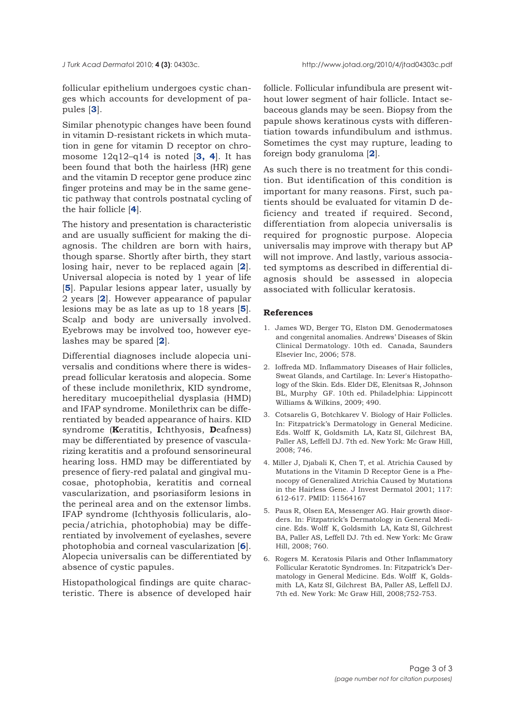follicular epithelium undergoes cystic changes which accounts for development of papules [**3**].

Similar phenotypic changes have been found in vitamin D-resistant rickets in which mutation in gene for vitamin D receptor on chromosome 12q12–q14 is noted [**3, 4**]. It has been found that both the hairless (HR) gene and the vitamin D receptor gene produce zinc finger proteins and may be in the same genetic pathway that controls postnatal cycling of the hair follicle [**4**].

The history and presentation is characteristic and are usually sufficient for making the diagnosis. The children are born with hairs, though sparse. Shortly after birth, they start losing hair, never to be replaced again [**2**]. Universal alopecia is noted by 1 year of life [**5**]. Papular lesions appear later, usually by 2 years [**2**]. However appearance of papular lesions may be as late as up to 18 years [**5**]. Scalp and body are universally involved. Eyebrows may be involved too, however eyelashes may be spared [**2**].

Differential diagnoses include alopecia universalis and conditions where there is widespread follicular keratosis and alopecia. Some of these include monilethrix, KID syndrome, hereditary mucoepithelial dysplasia (HMD) and IFAP syndrome. Monilethrix can be differentiated by beaded appearance of hairs. KID syndrome (**K**eratitis, **I**chthyosis, **D**eafness) may be differentiated by presence of vascularizing keratitis and a profound sensorineural hearing loss. HMD may be differentiated by presence of fiery-red palatal and gingival mucosae, photophobia, keratitis and corneal vascularization, and psoriasiform lesions in the perineal area and on the extensor limbs. IFAP syndrome (Ichthyosis follicularis, alopecia/atrichia, photophobia) may be differentiated by involvement of eyelashes, severe photophobia and corneal vascularization [**6**]. Alopecia universalis can be differentiated by absence of cystic papules.

Histopathological findings are quite characteristic. There is absence of developed hair follicle. Follicular infundibula are present without lower segment of hair follicle. Intact sebaceous glands may be seen. Biopsy from the papule shows keratinous cysts with differentiation towards infundibulum and isthmus. Sometimes the cyst may rupture, leading to foreign body granuloma [**2**].

As such there is no treatment for this condition. But identification of this condition is important for many reasons. First, such patients should be evaluated for vitamin D deficiency and treated if required. Second, differentiation from alopecia universalis is required for prognostic purpose. Alopecia universalis may improve with therapy but AP will not improve. And lastly, various associated symptoms as described in differential diagnosis should be assessed in alopecia associated with follicular keratosis.

## References

1. James WD, Berger TG, Elston DM. Genodermatoses and congenital anomalies. Andrews' Diseases of Skin Clinical Dermatology. 10th ed. Canada, Saunders Elsevier Inc, 2006; 578.
2. Ioffreda MD. Inflammatory Diseases of Hair follicles, Sweat Glands, and Cartilage. In: Lever's Histopathology of the Skin. Eds. Elder DE, Elenitsas R, Johnson BL, Murphy GF. 10th ed. Philadelphia: Lippincott Williams & Wilkins, 2009; 490.
3. Cotsarelis G, Botchkarev V. Biology of Hair Follicles. In: Fitzpatrick's Dermatology in General Medicine. Eds. Wolff K, Goldsmith LA, Katz SI, Gilchrest BA, Paller AS, Leffell DJ. 7th ed. New York: Mc Graw Hill, 2008; 746.
4. Miller J, Djabali K, Chen T, et al. Atrichia Caused by Mutations in the Vitamin D Receptor Gene is a Phenocopy of Generalized Atrichia Caused by Mutations in the Hairless Gene. J Invest Dermatol 2001; 117: 612-617. PMID: 11564167
5. Paus R, Olsen EA, Messenger AG. Hair growth disorders. In: Fitzpatrick's Dermatology in General Medicine. Eds. Wolff K, Goldsmith LA, Katz SI, Gilchrest BA, Paller AS, Leffell DJ. 7th ed. New York: Mc Graw Hill, 2008; 760.
6. Rogers M. Keratosis Pilaris and Other Inflammatory Follicular Keratotic Syndromes. In: Fitzpatrick's Dermatology in General Medicine. Eds. Wolff K, Goldsmith LA, Katz SI, Gilchrest BA, Paller AS, Leffell DJ. 7th ed. New York: Mc Graw Hill, 2008;752-753.